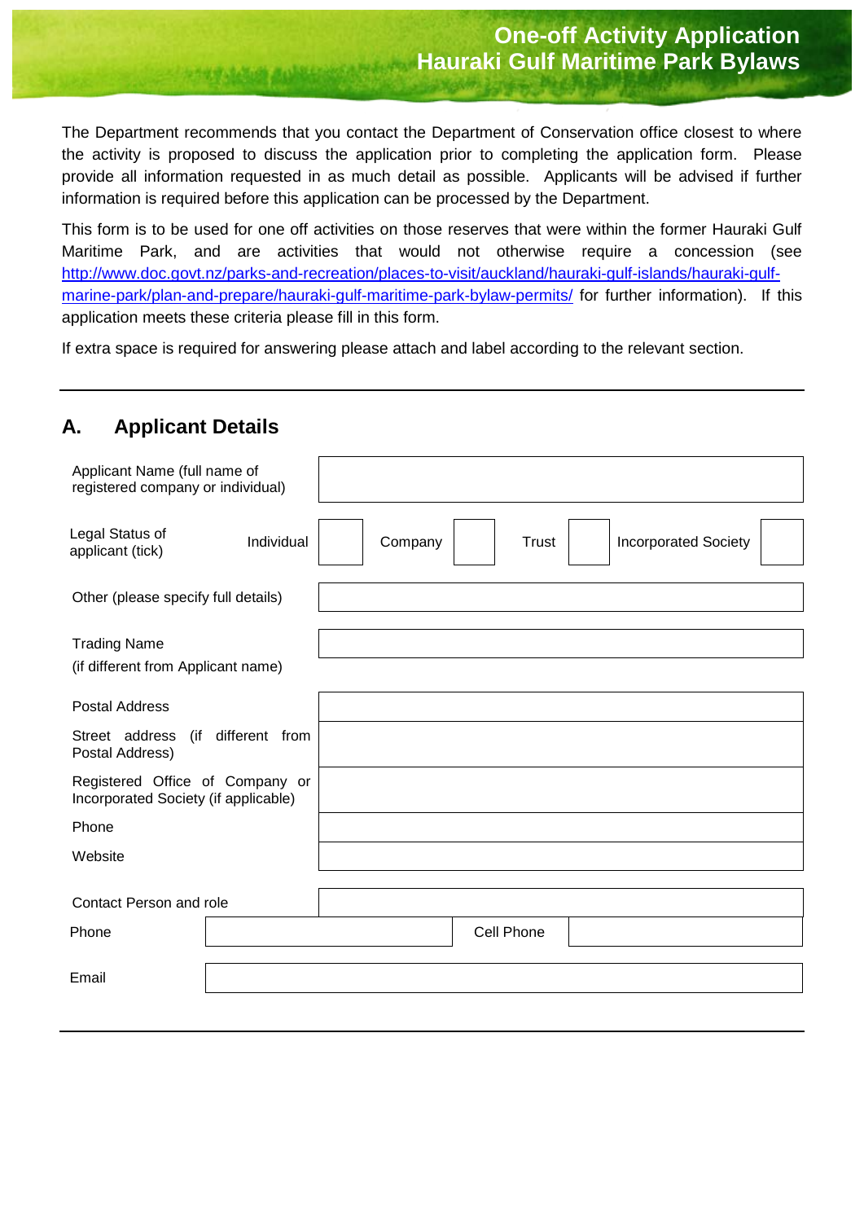# One-off Activity Application
# Hauraki Gulf Maritime Park Bylaws

The Department recommends that you contact the Department of Conservation office closest to where the activity is proposed to discuss the application prior to completing the application form. Please provide all information requested in as much detail as possible. Applicants will be advised if further information is required before this application can be processed by the Department.

This form is to be used for one off activities on those reserves that were within the former Hauraki Gulf Maritime Park, and are activities that would not otherwise require a concession (see [http://www.doc.govt.nz/parks-and-recreation/places-to-visit/auckland/hauraki-gulf-islands/hauraki-gulf-marine-park/plan-and-prepare/hauraki-gulf-maritime-park-bylaw-permits/](http://www.doc.govt.nz/parks-and-recreation/places-to-visit/auckland/hauraki-gulf-islands/hauraki-gulf-marine-park/plan-and-prepare/hauraki-gulf-maritime-park-bylaw-permits/) for further information). If this application meets these criteria please fill in this form.

If extra space is required for answering please attach and label according to the relevant section.

---

## A. Applicant Details

| | |
|---|---|
| Applicant Name (full name of registered company or individual) | |

| Legal Status of applicant (tick) | Individual | | Company | | Trust | | Incorporated Society | |
|---|---|---|---|---|---|---|---|---|

| | |
|---|---|
| Other (please specify full details) | |
| Trading Name (if different from Applicant name) | |
| Postal Address | |
| Street address (if different from Postal Address) | |
| Registered Office of Company or Incorporated Society (if applicable) | |
| Phone | |
| Website | |
| Contact Person and role | |

| Phone | | Cell Phone | |
|---|---|---|---|
| Email | | | |

---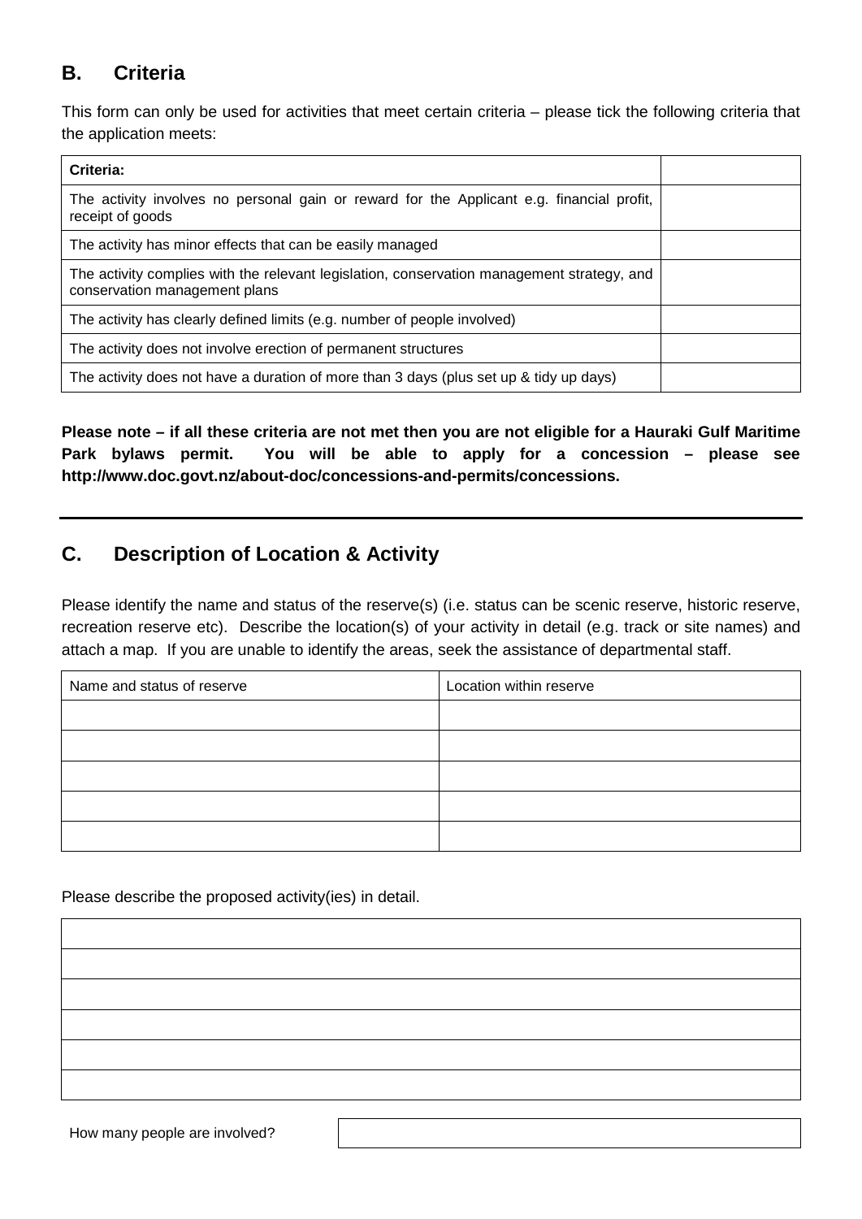## B. Criteria

This form can only be used for activities that meet certain criteria – please tick the following criteria that the application meets:

| Criteria: | |
|---|---|
| The activity involves no personal gain or reward for the Applicant e.g. financial profit, receipt of goods | |
| The activity has minor effects that can be easily managed | |
| The activity complies with the relevant legislation, conservation management strategy, and conservation management plans | |
| The activity has clearly defined limits (e.g. number of people involved) | |
| The activity does not involve erection of permanent structures | |
| The activity does not have a duration of more than 3 days (plus set up & tidy up days) | |

**Please note – if all these criteria are not met then you are not eligible for a Hauraki Gulf Maritime Park bylaws permit. You will be able to apply for a concession – please see http://www.doc.govt.nz/about-doc/concessions-and-permits/concessions.**

---

## C. Description of Location & Activity

Please identify the name and status of the reserve(s) (i.e. status can be scenic reserve, historic reserve, recreation reserve etc). Describe the location(s) of your activity in detail (e.g. track or site names) and attach a map. If you are unable to identify the areas, seek the assistance of departmental staff.

| Name and status of reserve | Location within reserve |
|---|---|
| | |
| | |
| | |
| | |
| | |

Please describe the proposed activity(ies) in detail.

| |
|---|
| |
| |
| |
| |
| |

| How many people are involved? | |
|---|---|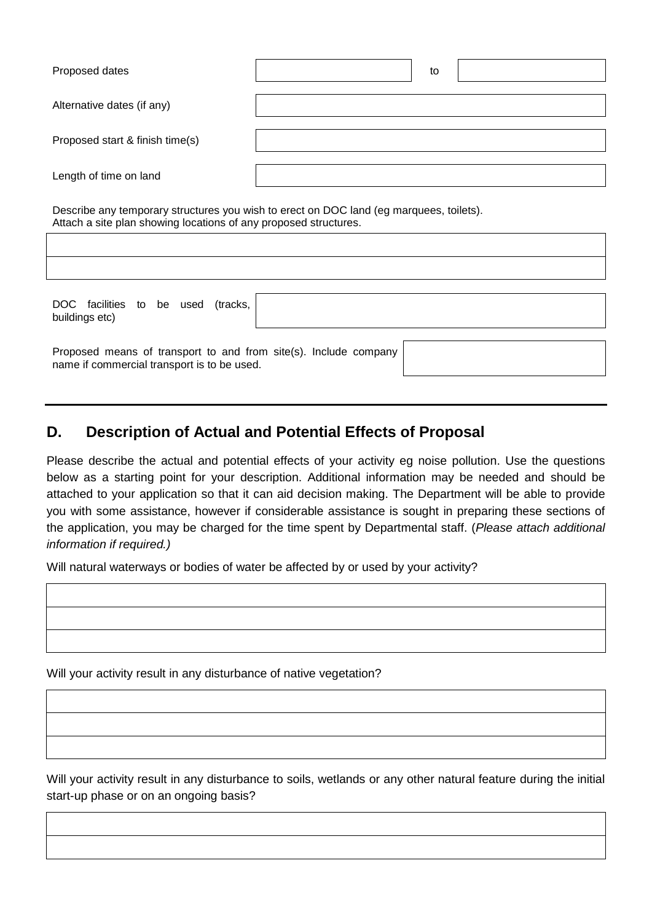| | | | |
|---|---|---|---|
| Proposed dates | | to | |
| Alternative dates (if any) | | | |
| Proposed start & finish time(s) | | | |
| Length of time on land | | | |

Describe any temporary structures you wish to erect on DOC land (eg marquees, toilets).
Attach a site plan showing locations of any proposed structures.

| |
|---|
| |
| |

| | |
|---|---|
| DOC facilities to be used (tracks, buildings etc) | |

| | |
|---|---|
| Proposed means of transport to and from site(s). Include company name if commercial transport is to be used. | |

## D. Description of Actual and Potential Effects of Proposal

Please describe the actual and potential effects of your activity eg noise pollution. Use the questions below as a starting point for your description. Additional information may be needed and should be attached to your application so that it can aid decision making. The Department will be able to provide you with some assistance, however if considerable assistance is sought in preparing these sections of the application, you may be charged for the time spent by Departmental staff. (*Please attach additional information if required.)*

Will natural waterways or bodies of water be affected by or used by your activity?

| |
|---|
| |
| |
| |

Will your activity result in any disturbance of native vegetation?

| |
|---|
| |
| |
| |

Will your activity result in any disturbance to soils, wetlands or any other natural feature during the initial start-up phase or on an ongoing basis?

| |
|---|
| |
| |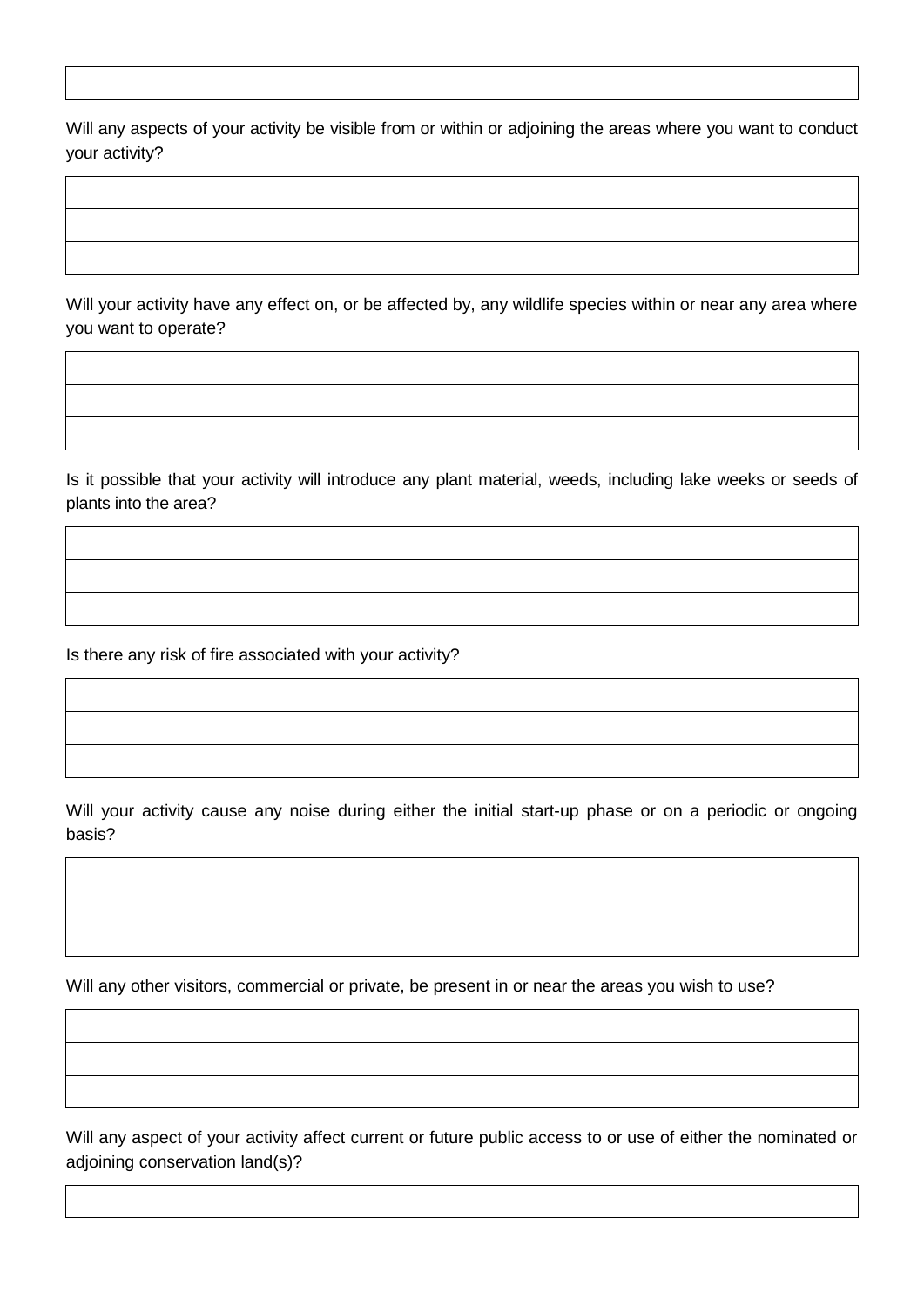| |
|---|
| |

Will any aspects of your activity be visible from or within or adjoining the areas where you want to conduct your activity?

| |
|---|
| |
| |
| |

Will your activity have any effect on, or be affected by, any wildlife species within or near any area where you want to operate?

| |
|---|
| |
| |
| |

Is it possible that your activity will introduce any plant material, weeds, including lake weeks or seeds of plants into the area?

| |
|---|
| |
| |
| |

Is there any risk of fire associated with your activity?

| |
|---|
| |
| |
| |

Will your activity cause any noise during either the initial start-up phase or on a periodic or ongoing basis?

| |
|---|
| |
| |
| |

Will any other visitors, commercial or private, be present in or near the areas you wish to use?

| |
|---|
| |
| |
| |

Will any aspect of your activity affect current or future public access to or use of either the nominated or adjoining conservation land(s)?

| |
|---|
| |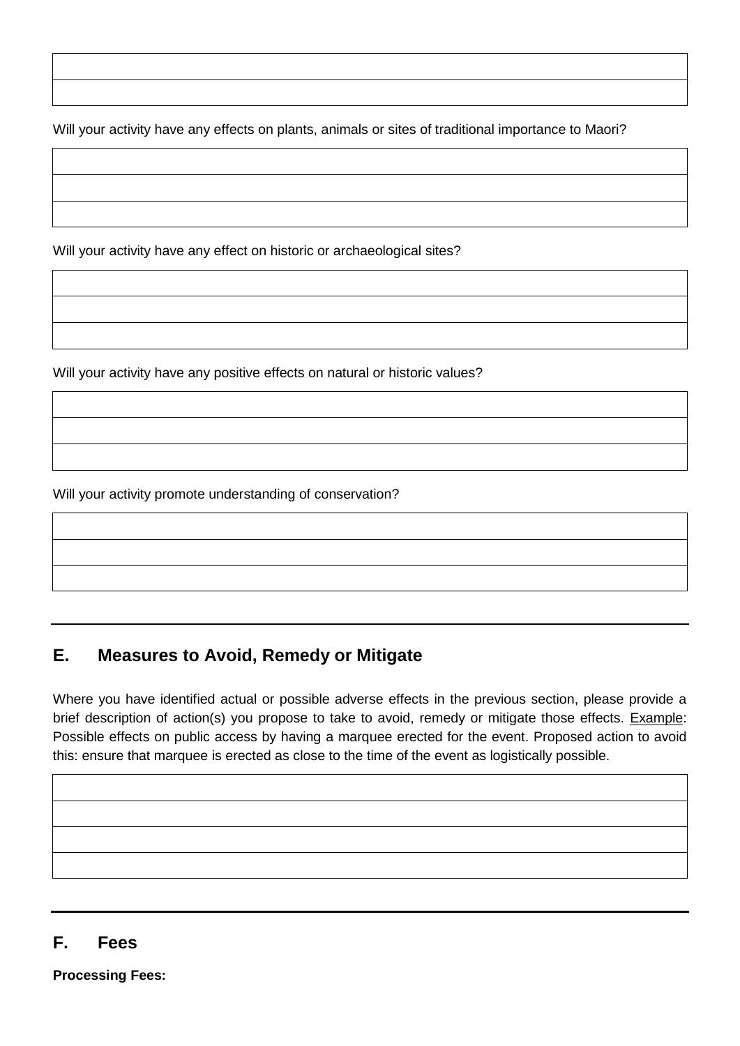| |
|---|
| |

Will your activity have any effects on plants, animals or sites of traditional importance to Maori?

| |
|---|
| |
| |

Will your activity have any effect on historic or archaeological sites?

| |
|---|
| |
| |

Will your activity have any positive effects on natural or historic values?

| |
|---|
| |
| |

Will your activity promote understanding of conservation?

| |
|---|
| |
| |

---

## E. Measures to Avoid, Remedy or Mitigate

Where you have identified actual or possible adverse effects in the previous section, please provide a brief description of action(s) you propose to take to avoid, remedy or mitigate those effects. Example: Possible effects on public access by having a marquee erected for the event. Proposed action to avoid this: ensure that marquee is erected as close to the time of the event as logistically possible.

| |
|---|
| |
| |
| |

---

## F. Fees

**Processing Fees:**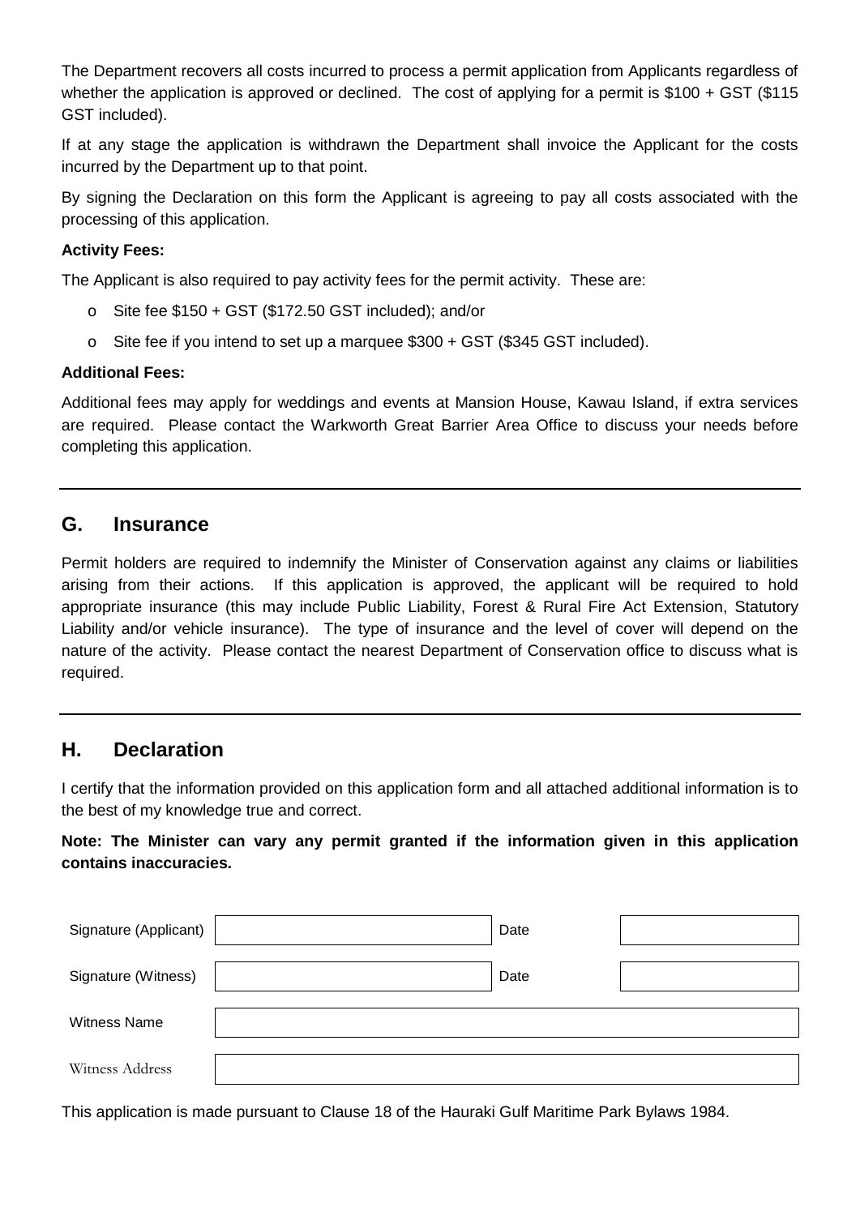The Department recovers all costs incurred to process a permit application from Applicants regardless of whether the application is approved or declined. The cost of applying for a permit is $100 + GST ($115 GST included).

If at any stage the application is withdrawn the Department shall invoice the Applicant for the costs incurred by the Department up to that point.

By signing the Declaration on this form the Applicant is agreeing to pay all costs associated with the processing of this application.

**Activity Fees:**

The Applicant is also required to pay activity fees for the permit activity. These are:

- Site fee $150 + GST ($172.50 GST included); and/or
- Site fee if you intend to set up a marquee $300 + GST ($345 GST included).

**Additional Fees:**

Additional fees may apply for weddings and events at Mansion House, Kawau Island, if extra services are required. Please contact the Warkworth Great Barrier Area Office to discuss your needs before completing this application.

## G. Insurance

Permit holders are required to indemnify the Minister of Conservation against any claims or liabilities arising from their actions. If this application is approved, the applicant will be required to hold appropriate insurance (this may include Public Liability, Forest & Rural Fire Act Extension, Statutory Liability and/or vehicle insurance). The type of insurance and the level of cover will depend on the nature of the activity. Please contact the nearest Department of Conservation office to discuss what is required.

## H. Declaration

I certify that the information provided on this application form and all attached additional information is to the best of my knowledge true and correct.

**Note: The Minister can vary any permit granted if the information given in this application contains inaccuracies.**

| Signature (Applicant) | | Date | |
|---|---|---|---|
| Signature (Witness) | | Date | |
| Witness Name | | | |
| Witness Address | | | |

This application is made pursuant to Clause 18 of the Hauraki Gulf Maritime Park Bylaws 1984.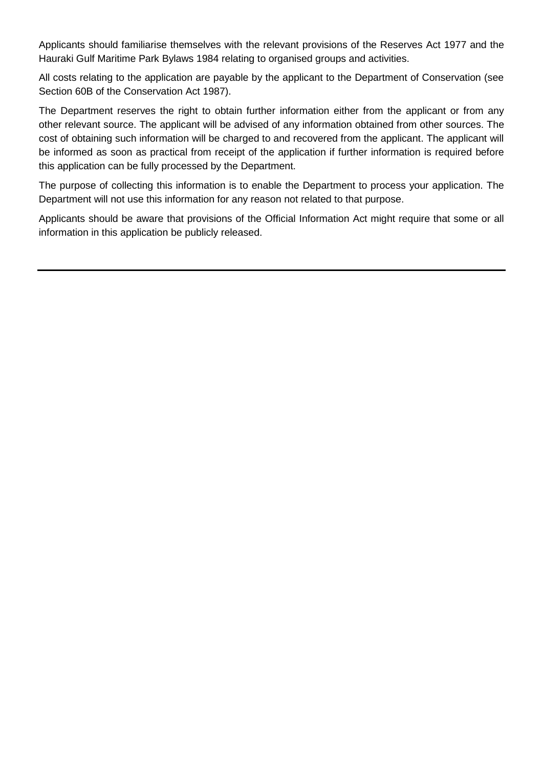Applicants should familiarise themselves with the relevant provisions of the Reserves Act 1977 and the Hauraki Gulf Maritime Park Bylaws 1984 relating to organised groups and activities.

All costs relating to the application are payable by the applicant to the Department of Conservation (see Section 60B of the Conservation Act 1987).

The Department reserves the right to obtain further information either from the applicant or from any other relevant source. The applicant will be advised of any information obtained from other sources. The cost of obtaining such information will be charged to and recovered from the applicant. The applicant will be informed as soon as practical from receipt of the application if further information is required before this application can be fully processed by the Department.

The purpose of collecting this information is to enable the Department to process your application. The Department will not use this information for any reason not related to that purpose.

Applicants should be aware that provisions of the Official Information Act might require that some or all information in this application be publicly released.

---